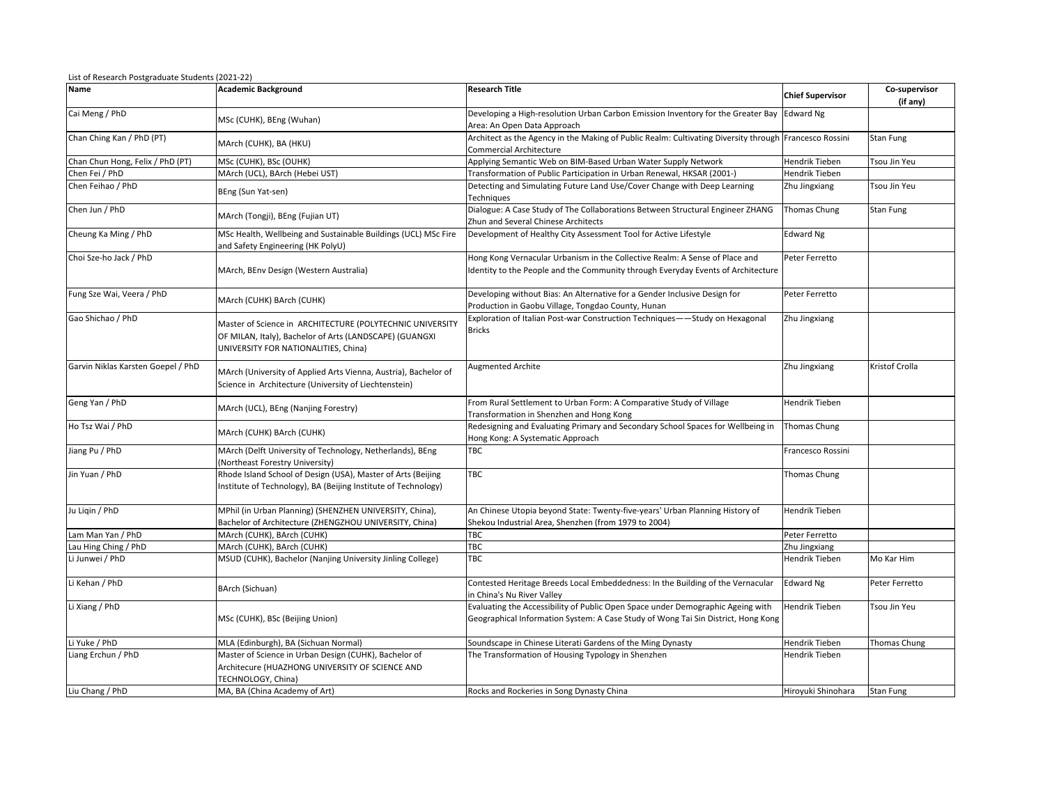List of Research Postgraduate Students (2021-22)

| Name | Academic Background | Research Title | Chief Supervisor | Co-supervisor (if any) |
|---|---|---|---|---|
| Cai Meng / PhD | MSc (CUHK), BEng (Wuhan) | Developing a High-resolution Urban Carbon Emission Inventory for the Greater Bay Area: An Open Data Approach | Edward Ng | |
| Chan Ching Kan / PhD (PT) | MArch (CUHK), BA (HKU) | Architect as the Agency in the Making of Public Realm: Cultivating Diversity through Commercial Architecture | Francesco Rossini | Stan Fung |
| Chan Chun Hong, Felix / PhD (PT) | MSc (CUHK), BSc (OUHK) | Applying Semantic Web on BIM-Based Urban Water Supply Network | Hendrik Tieben | Tsou Jin Yeu |
| Chen Fei / PhD | MArch (UCL), BArch (Hebei UST) | Transformation of Public Participation in Urban Renewal, HKSAR (2001-) | Hendrik Tieben | |
| Chen Feihao / PhD | BEng (Sun Yat-sen) | Detecting and Simulating Future Land Use/Cover Change with Deep Learning Techniques | Zhu Jingxiang | Tsou Jin Yeu |
| Chen Jun / PhD | MArch (Tongji), BEng (Fujian UT) | Dialogue: A Case Study of The Collaborations Between Structural Engineer ZHANG Zhun and Several Chinese Architects | Thomas Chung | Stan Fung |
| Cheung Ka Ming / PhD | MSc Health, Wellbeing and Sustainable Buildings (UCL) MSc Fire and Safety Engineering (HK PolyU) | Development of Healthy City Assessment Tool for Active Lifestyle | Edward Ng | |
| Choi Sze-ho Jack / PhD | MArch, BEnv Design (Western Australia) | Hong Kong Vernacular Urbanism in the Collective Realm: A Sense of Place and Identity to the People and the Community through Everyday Events of Architecture | Peter Ferretto | |
| Fung Sze Wai, Veera / PhD | MArch (CUHK) BArch (CUHK) | Developing without Bias: An Alternative for a Gender Inclusive Design for Production in Gaobu Village, Tongdao County, Hunan | Peter Ferretto | |
| Gao Shichao / PhD | Master of Science in ARCHITECTURE (POLYTECHNIC UNIVERSITY OF MILAN, Italy), Bachelor of Arts (LANDSCAPE) (GUANGXI UNIVERSITY FOR NATIONALITIES, China) | Exploration of Italian Post-war Construction Techniques——Study on Hexagonal Bricks | Zhu Jingxiang | |
| Garvin Niklas Karsten Goepel / PhD | MArch (University of Applied Arts Vienna, Austria), Bachelor of Science in Architecture (University of Liechtenstein) | Augmented Archite | Zhu Jingxiang | Kristof Crolla |
| Geng Yan / PhD | MArch (UCL), BEng (Nanjing Forestry) | From Rural Settlement to Urban Form: A Comparative Study of Village Transformation in Shenzhen and Hong Kong | Hendrik Tieben | |
| Ho Tsz Wai / PhD | MArch (CUHK) BArch (CUHK) | Redesigning and Evaluating Primary and Secondary School Spaces for Wellbeing in Hong Kong: A Systematic Approach | Thomas Chung | |
| Jiang Pu / PhD | MArch (Delft University of Technology, Netherlands), BEng (Northeast Forestry University) | TBC | Francesco Rossini | |
| Jin Yuan / PhD | Rhode Island School of Design (USA), Master of Arts (Beijing Institute of Technology), BA (Beijing Institute of Technology) | TBC | Thomas Chung | |
| Ju Liqin / PhD | MPhil (in Urban Planning) (SHENZHEN UNIVERSITY, China), Bachelor of Architecture (ZHENGZHOU UNIVERSITY, China) | An Chinese Utopia beyond State: Twenty-five-years' Urban Planning History of Shekou Industrial Area, Shenzhen (from 1979 to 2004) | Hendrik Tieben | |
| Lam Man Yan / PhD | MArch (CUHK), BArch (CUHK) | TBC | Peter Ferretto | |
| Lau Hing Ching / PhD | MArch (CUHK), BArch (CUHK) | TBC | Zhu Jingxiang | |
| Li Junwei / PhD | MSUD (CUHK), Bachelor (Nanjing University Jinling College) | TBC | Hendrik Tieben | Mo Kar Him |
| Li Kehan / PhD | BArch (Sichuan) | Contested Heritage Breeds Local Embeddedness: In the Building of the Vernacular in China's Nu River Valley | Edward Ng | Peter Ferretto |
| Li Xiang / PhD | MSc (CUHK), BSc (Beijing Union) | Evaluating the Accessibility of Public Open Space under Demographic Ageing with Geographical Information System: A Case Study of Wong Tai Sin District, Hong Kong | Hendrik Tieben | Tsou Jin Yeu |
| Li Yuke / PhD | MLA (Edinburgh), BA (Sichuan Normal) | Soundscape in Chinese Literati Gardens of the Ming Dynasty | Hendrik Tieben | Thomas Chung |
| Liang Erchun / PhD | Master of Science in Urban Design (CUHK), Bachelor of Architecure (HUAZHONG UNIVERSITY OF SCIENCE AND TECHNOLOGY, China) | The Transformation of Housing Typology in Shenzhen | Hendrik Tieben | |
| Liu Chang / PhD | MA, BA (China Academy of Art) | Rocks and Rockeries in Song Dynasty China | Hiroyuki Shinohara | Stan Fung |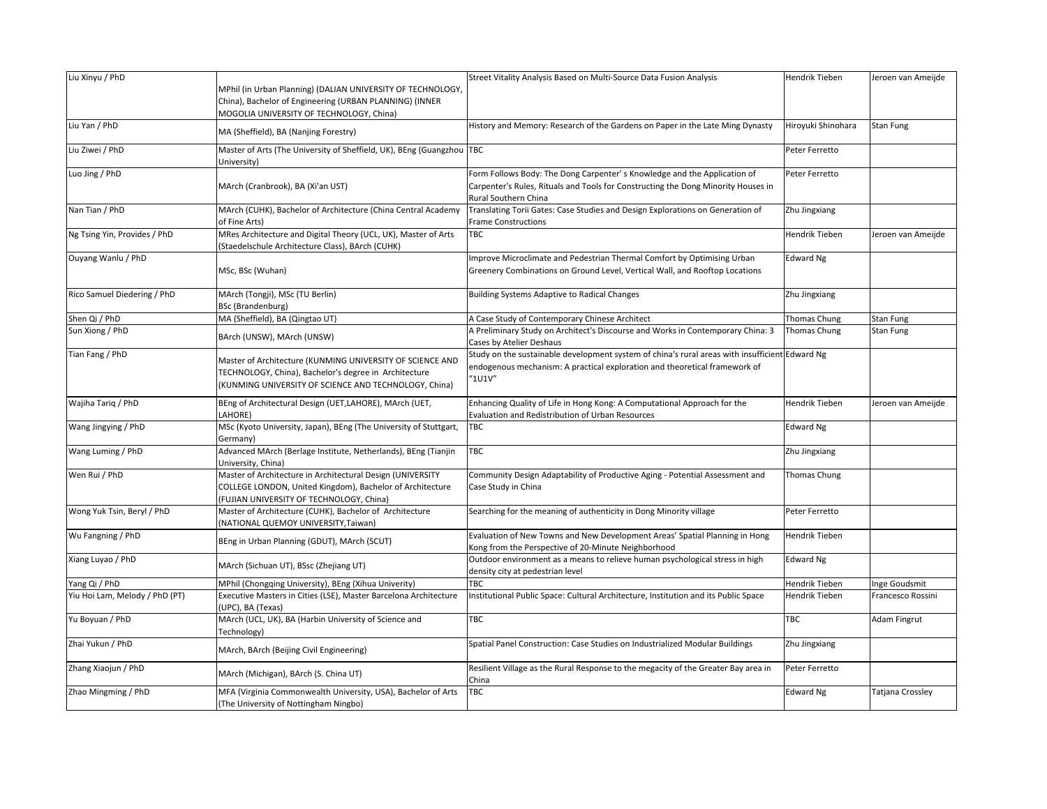| | | | | |
|---|---|---|---|---|
| Liu Xinyu / PhD | MPhil (in Urban Planning) (DALIAN UNIVERSITY OF TECHNOLOGY, China), Bachelor of Engineering (URBAN PLANNING) (INNER MOGOLIA UNIVERSITY OF TECHNOLOGY, China) | Street Vitality Analysis Based on Multi-Source Data Fusion Analysis | Hendrik Tieben | Jeroen van Ameijde |
| Liu Yan / PhD | MA (Sheffield), BA (Nanjing Forestry) | History and Memory: Research of the Gardens on Paper in the Late Ming Dynasty | Hiroyuki Shinohara | Stan Fung |
| Liu Ziwei / PhD | Master of Arts (The University of Sheffield, UK), BEng (Guangzhou University) | TBC | Peter Ferretto | |
| Luo Jing / PhD | MArch (Cranbrook), BA (Xi'an UST) | Form Follows Body: The Dong Carpenter' s Knowledge and the Application of Carpenter's Rules, Rituals and Tools for Constructing the Dong Minority Houses in Rural Southern China | Peter Ferretto | |
| Nan Tian / PhD | MArch (CUHK), Bachelor of Architecture (China Central Academy of Fine Arts) | Translating Torii Gates: Case Studies and Design Explorations on Generation of Frame Constructions | Zhu Jingxiang | |
| Ng Tsing Yin, Provides / PhD | MRes Architecture and Digital Theory (UCL, UK), Master of Arts (Staedelschule Architecture Class), BArch (CUHK) | TBC | Hendrik Tieben | Jeroen van Ameijde |
| Ouyang Wanlu / PhD | MSc, BSc (Wuhan) | Improve Microclimate and Pedestrian Thermal Comfort by Optimising Urban Greenery Combinations on Ground Level, Vertical Wall, and Rooftop Locations | Edward Ng | |
| Rico Samuel Diedering / PhD | MArch (Tongji), MSc (TU Berlin) BSc (Brandenburg) | Building Systems Adaptive to Radical Changes | Zhu Jingxiang | |
| Shen Qi / PhD | MA (Sheffield), BA (Qingtao UT) | A Case Study of Contemporary Chinese Architect | Thomas Chung | Stan Fung |
| Sun Xiong / PhD | BArch (UNSW), MArch (UNSW) | A Preliminary Study on Architect's Discourse and Works in Contemporary China: 3 Cases by Atelier Deshaus | Thomas Chung | Stan Fung |
| Tian Fang / PhD | Master of Architecture (KUNMING UNIVERSITY OF SCIENCE AND TECHNOLOGY, China), Bachelor's degree in Architecture (KUNMING UNIVERSITY OF SCIENCE AND TECHNOLOGY, China) | Study on the sustainable development system of china's rural areas with insufficient endogenous mechanism: A practical exploration and theoretical framework of "1U1V" | Edward Ng | |
| Wajiha Tariq / PhD | BEng of Architectural Design (UET,LAHORE), MArch (UET, LAHORE) | Enhancing Quality of Life in Hong Kong: A Computational Approach for the Evaluation and Redistribution of Urban Resources | Hendrik Tieben | Jeroen van Ameijde |
| Wang Jingying / PhD | MSc (Kyoto University, Japan), BEng (The University of Stuttgart, Germany) | TBC | Edward Ng | |
| Wang Luming / PhD | Advanced MArch (Berlage Institute, Netherlands), BEng (Tianjin University, China) | TBC | Zhu Jingxiang | |
| Wen Rui / PhD | Master of Architecture in Architectural Design (UNIVERSITY COLLEGE LONDON, United Kingdom), Bachelor of Architecture (FUJIAN UNIVERSITY OF TECHNOLOGY, China) | Community Design Adaptability of Productive Aging - Potential Assessment and Case Study in China | Thomas Chung | |
| Wong Yuk Tsin, Beryl / PhD | Master of Architecture (CUHK), Bachelor of Architecture (NATIONAL QUEMOY UNIVERSITY,Taiwan) | Searching for the meaning of authenticity in Dong Minority village | Peter Ferretto | |
| Wu Fangning / PhD | BEng in Urban Planning (GDUT), MArch (SCUT) | Evaluation of New Towns and New Development Areas' Spatial Planning in Hong Kong from the Perspective of 20-Minute Neighborhood | Hendrik Tieben | |
| Xiang Luyao / PhD | MArch (Sichuan UT), BSsc (Zhejiang UT) | Outdoor environment as a means to relieve human psychological stress in high density city at pedestrian level | Edward Ng | |
| Yang Qi / PhD | MPhil (Chongqing University), BEng (Xihua Univerity) | TBC | Hendrik Tieben | Inge Goudsmit |
| Yiu Hoi Lam, Melody / PhD (PT) | Executive Masters in Cities (LSE), Master Barcelona Architecture (UPC), BA (Texas) | Institutional Public Space: Cultural Architecture, Institution and its Public Space | Hendrik Tieben | Francesco Rossini |
| Yu Boyuan / PhD | MArch (UCL, UK), BA (Harbin University of Science and Technology) | TBC | TBC | Adam Fingrut |
| Zhai Yukun / PhD | MArch, BArch (Beijing Civil Engineering) | Spatial Panel Construction: Case Studies on Industrialized Modular Buildings | Zhu Jingxiang | |
| Zhang Xiaojun / PhD | MArch (Michigan), BArch (S. China UT) | Resilient Village as the Rural Response to the megacity of the Greater Bay area in China | Peter Ferretto | |
| Zhao Mingming / PhD | MFA (Virginia Commonwealth University, USA), Bachelor of Arts (The University of Nottingham Ningbo) | TBC | Edward Ng | Tatjana Crossley |